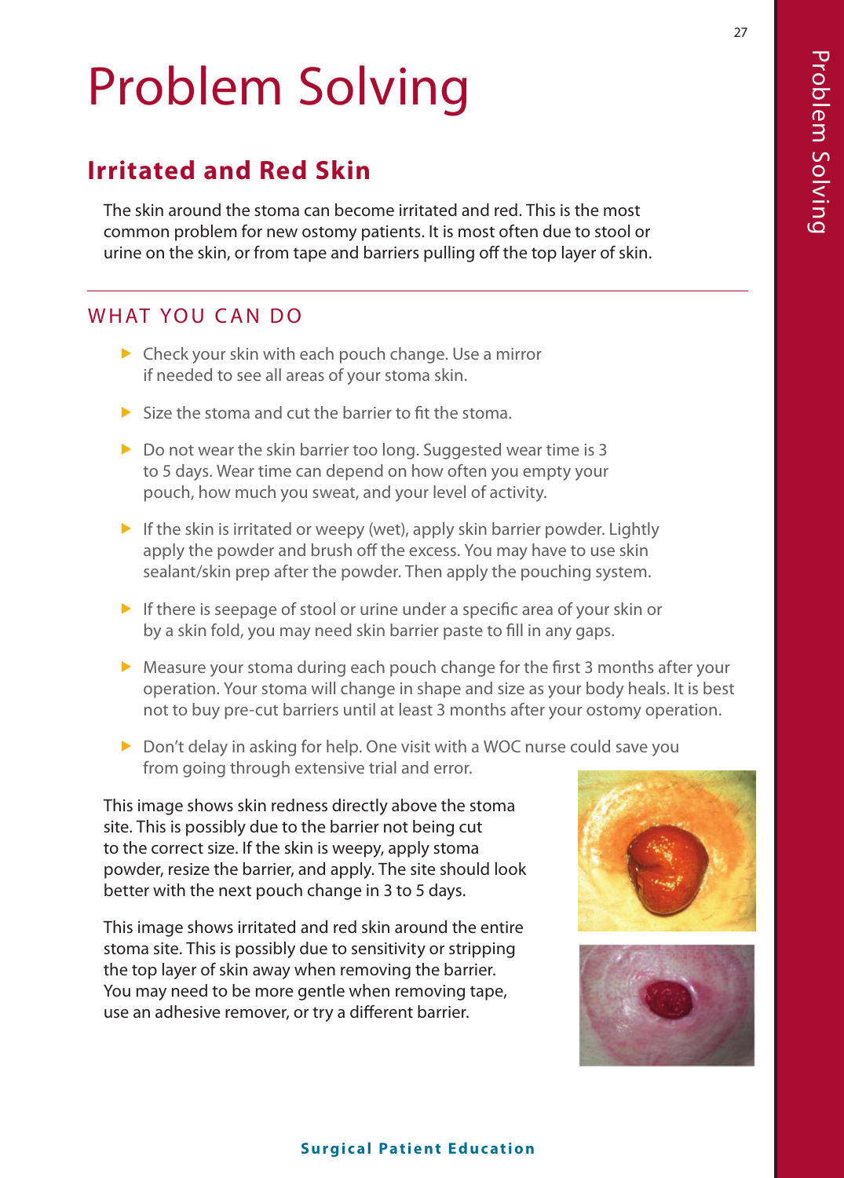# Problem Solving

## Irritated and Red Skin

The skin around the stoma can become irritated and red. This is the most common problem for new ostomy patients. It is most often due to stool or urine on the skin, or from tape and barriers pulling off the top layer of skin.

### WHAT YOU CAN DO

- Check your skin with each pouch change. Use a mirror if needed to see all areas of your stoma skin.
- Size the stoma and cut the barrier to fit the stoma.
- Do not wear the skin barrier too long. Suggested wear time is 3 to 5 days. Wear time can depend on how often you empty your pouch, how much you sweat, and your level of activity.
- If the skin is irritated or weepy (wet), apply skin barrier powder. Lightly apply the powder and brush off the excess. You may have to use skin sealant/skin prep after the powder. Then apply the pouching system.
- If there is seepage of stool or urine under a specific area of your skin or by a skin fold, you may need skin barrier paste to fill in any gaps.
- Measure your stoma during each pouch change for the first 3 months after your operation. Your stoma will change in shape and size as your body heals. It is best not to buy pre-cut barriers until at least 3 months after your ostomy operation.
- Don't delay in asking for help. One visit with a WOC nurse could save you from going through extensive trial and error.

This image shows skin redness directly above the stoma site. This is possibly due to the barrier not being cut to the correct size. If the skin is weepy, apply stoma powder, resize the barrier, and apply. The site should look better with the next pouch change in 3 to 5 days.

This image shows irritated and red skin around the entire stoma site. This is possibly due to sensitivity or stripping the top layer of skin away when removing the barrier. You may need to be more gentle when removing tape, use an adhesive remover, or try a different barrier.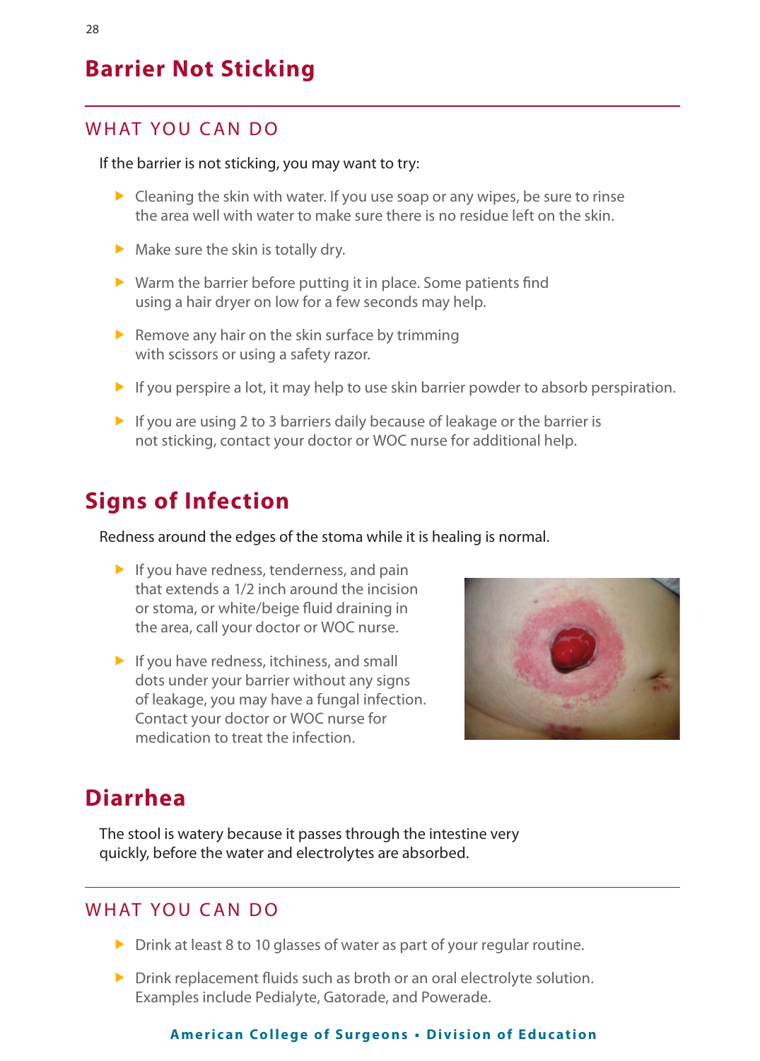## Barrier Not Sticking

### WHAT YOU CAN DO

If the barrier is not sticking, you may want to try:

- Cleaning the skin with water. If you use soap or any wipes, be sure to rinse the area well with water to make sure there is no residue left on the skin.
- Make sure the skin is totally dry.
- Warm the barrier before putting it in place. Some patients find using a hair dryer on low for a few seconds may help.
- Remove any hair on the skin surface by trimming with scissors or using a safety razor.
- If you perspire a lot, it may help to use skin barrier powder to absorb perspiration.
- If you are using 2 to 3 barriers daily because of leakage or the barrier is not sticking, contact your doctor or WOC nurse for additional help.

## Signs of Infection

Redness around the edges of the stoma while it is healing is normal.

- If you have redness, tenderness, and pain that extends a 1/2 inch around the incision or stoma, or white/beige fluid draining in the area, call your doctor or WOC nurse.
- If you have redness, itchiness, and small dots under your barrier without any signs of leakage, you may have a fungal infection. Contact your doctor or WOC nurse for medication to treat the infection.

## Diarrhea

The stool is watery because it passes through the intestine very quickly, before the water and electrolytes are absorbed.

### WHAT YOU CAN DO

- Drink at least 8 to 10 glasses of water as part of your regular routine.
- Drink replacement fluids such as broth or an oral electrolyte solution. Examples include Pedialyte, Gatorade, and Powerade.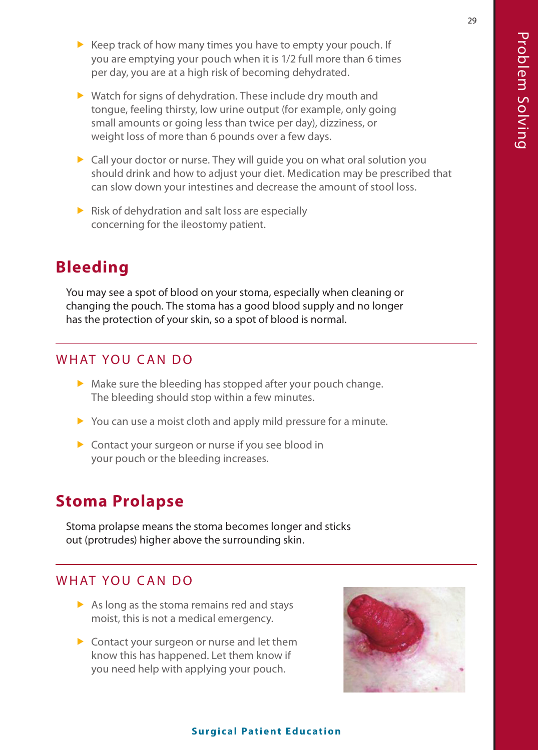- Keep track of how many times you have to empty your pouch. If you are emptying your pouch when it is 1/2 full more than 6 times per day, you are at a high risk of becoming dehydrated.
- Watch for signs of dehydration. These include dry mouth and tongue, feeling thirsty, low urine output (for example, only going small amounts or going less than twice per day), dizziness, or weight loss of more than 6 pounds over a few days.
- Call your doctor or nurse. They will guide you on what oral solution you should drink and how to adjust your diet. Medication may be prescribed that can slow down your intestines and decrease the amount of stool loss.
- Risk of dehydration and salt loss are especially concerning for the ileostomy patient.

## Bleeding

You may see a spot of blood on your stoma, especially when cleaning or changing the pouch. The stoma has a good blood supply and no longer has the protection of your skin, so a spot of blood is normal.

### WHAT YOU CAN DO

- Make sure the bleeding has stopped after your pouch change. The bleeding should stop within a few minutes.
- You can use a moist cloth and apply mild pressure for a minute.
- Contact your surgeon or nurse if you see blood in your pouch or the bleeding increases.

## Stoma Prolapse

Stoma prolapse means the stoma becomes longer and sticks out (protrudes) higher above the surrounding skin.

### WHAT YOU CAN DO

- As long as the stoma remains red and stays moist, this is not a medical emergency.
- Contact your surgeon or nurse and let them know this has happened. Let them know if you need help with applying your pouch.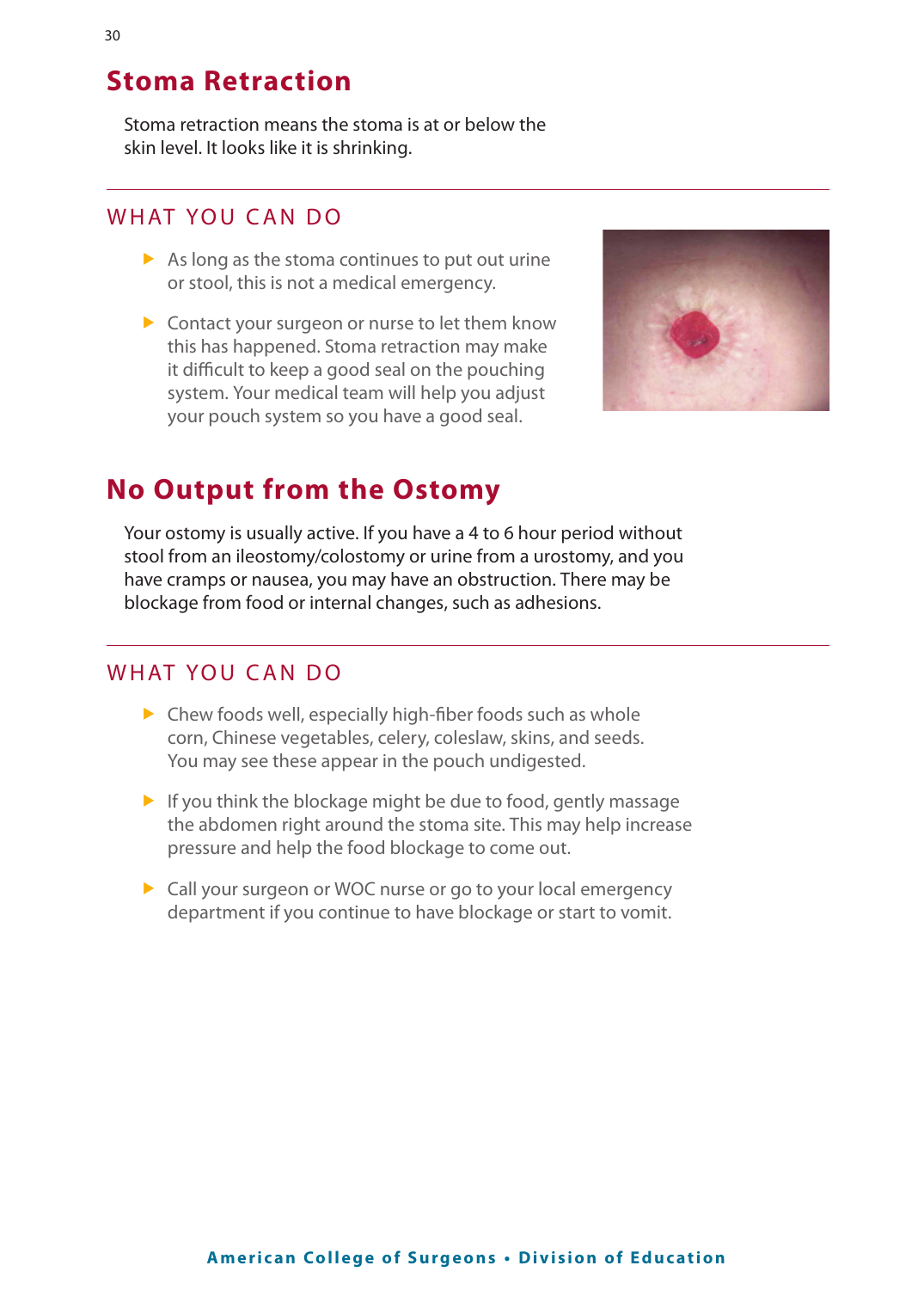## Stoma Retraction

Stoma retraction means the stoma is at or below the skin level. It looks like it is shrinking.

### WHAT YOU CAN DO

- As long as the stoma continues to put out urine or stool, this is not a medical emergency.
- Contact your surgeon or nurse to let them know this has happened. Stoma retraction may make it difficult to keep a good seal on the pouching system. Your medical team will help you adjust your pouch system so you have a good seal.

## No Output from the Ostomy

Your ostomy is usually active. If you have a 4 to 6 hour period without stool from an ileostomy/colostomy or urine from a urostomy, and you have cramps or nausea, you may have an obstruction. There may be blockage from food or internal changes, such as adhesions.

### WHAT YOU CAN DO

- Chew foods well, especially high-fiber foods such as whole corn, Chinese vegetables, celery, coleslaw, skins, and seeds. You may see these appear in the pouch undigested.
- If you think the blockage might be due to food, gently massage the abdomen right around the stoma site. This may help increase pressure and help the food blockage to come out.
- Call your surgeon or WOC nurse or go to your local emergency department if you continue to have blockage or start to vomit.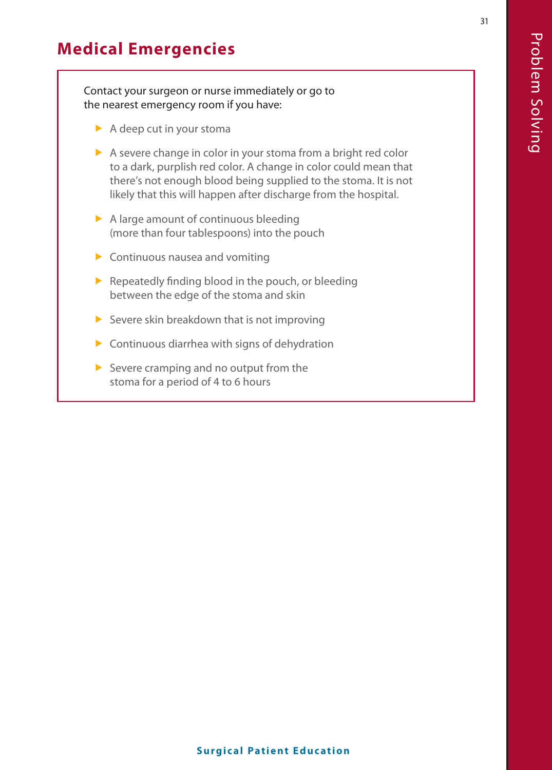## Medical Emergencies

Contact your surgeon or nurse immediately or go to the nearest emergency room if you have:

- A deep cut in your stoma
- A severe change in color in your stoma from a bright red color to a dark, purplish red color. A change in color could mean that there's not enough blood being supplied to the stoma. It is not likely that this will happen after discharge from the hospital.
- A large amount of continuous bleeding (more than four tablespoons) into the pouch
- Continuous nausea and vomiting
- Repeatedly finding blood in the pouch, or bleeding between the edge of the stoma and skin
- Severe skin breakdown that is not improving
- Continuous diarrhea with signs of dehydration
- Severe cramping and no output from the stoma for a period of 4 to 6 hours